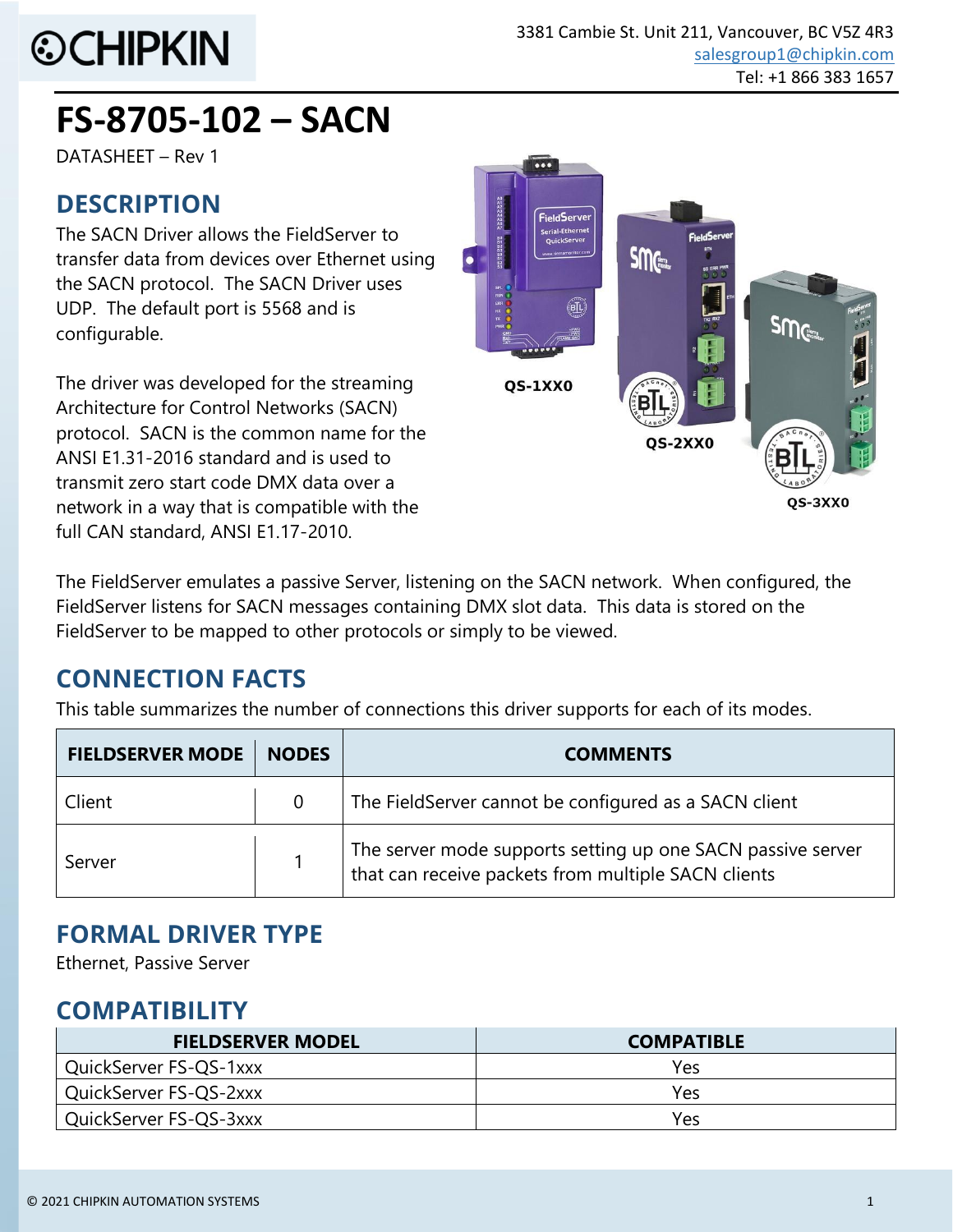# FS-8705-102 – SACN

DATASHEET – Rev 1

3381 Cambie St. Unit 211, Vancouver, BC V5Z 4R3
salesgroup1@chipkin.com
Tel: +1 866 383 1657

## DESCRIPTION

The SACN Driver allows the FieldServer to transfer data from devices over Ethernet using the SACN protocol. The SACN Driver uses UDP. The default port is 5568 and is configurable.

The driver was developed for the streaming Architecture for Control Networks (SACN) protocol. SACN is the common name for the ANSI E1.31-2016 standard and is used to transmit zero start code DMX data over a network in a way that is compatible with the full CAN standard, ANSI E1.17-2010.

QS-1XX0

QS-2XX0

QS-3XX0

The FieldServer emulates a passive Server, listening on the SACN network. When configured, the FieldServer listens for SACN messages containing DMX slot data. This data is stored on the FieldServer to be mapped to other protocols or simply to be viewed.

## CONNECTION FACTS

This table summarizes the number of connections this driver supports for each of its modes.

| FIELDSERVER MODE | NODES | COMMENTS |
|---|---|---|
| Client | 0 | The FieldServer cannot be configured as a SACN client |
| Server | 1 | The server mode supports setting up one SACN passive server that can receive packets from multiple SACN clients |

## FORMAL DRIVER TYPE

Ethernet, Passive Server

## COMPATIBILITY

| FIELDSERVER MODEL | COMPATIBLE |
|---|---|
| QuickServer FS-QS-1xxx | Yes |
| QuickServer FS-QS-2xxx | Yes |
| QuickServer FS-QS-3xxx | Yes |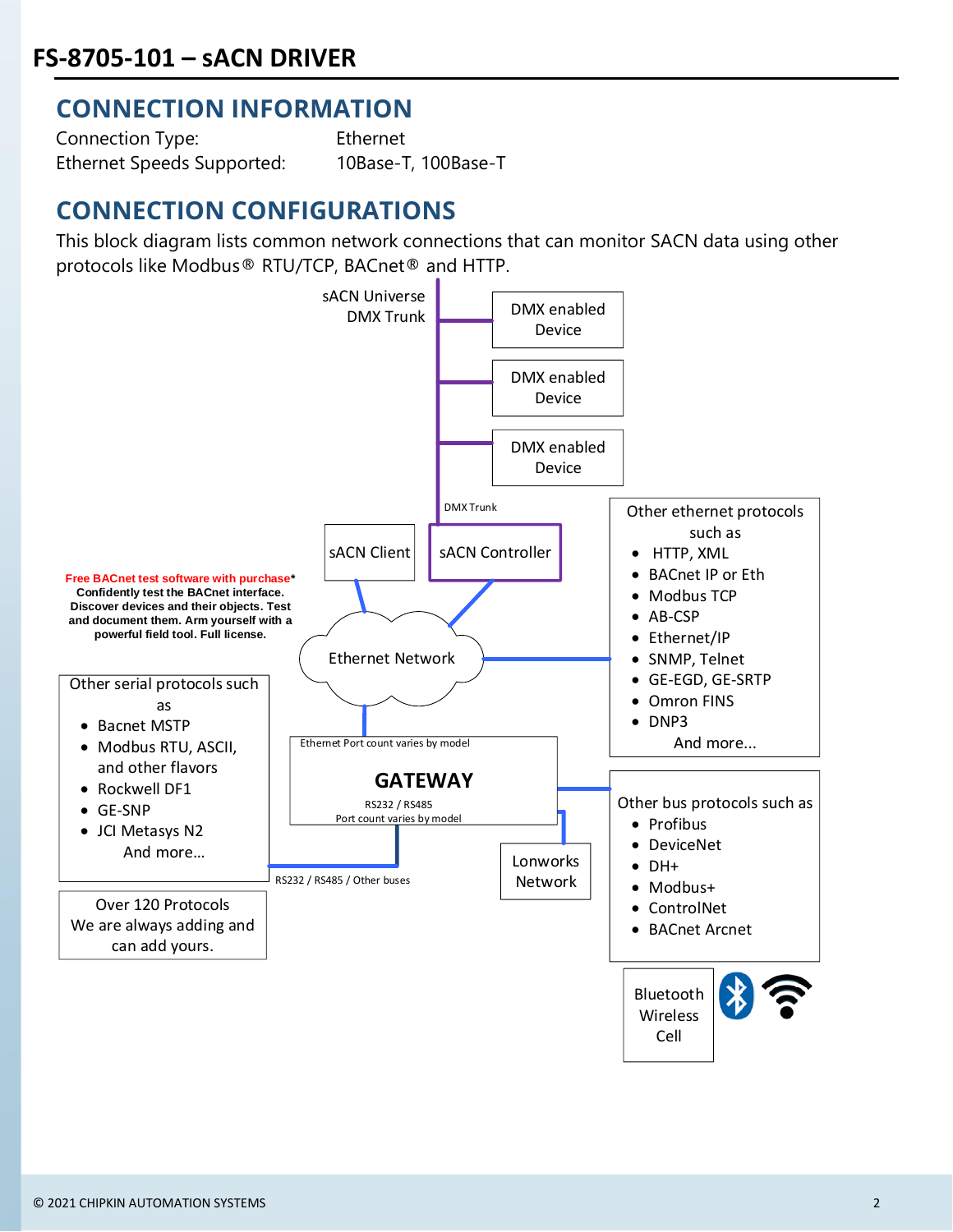# FS-8705-101 – sACN DRIVER

## CONNECTION INFORMATION

Connection Type: Ethernet

Ethernet Speeds Supported: 10Base-T, 100Base-T

## CONNECTION CONFIGURATIONS

This block diagram lists common network connections that can monitor SACN data using other protocols like Modbus® RTU/TCP, BACnet® and HTTP.

sACN Universe
DMX Trunk

DMX enabled Device

DMX enabled Device

DMX enabled Device

DMX Trunk

sACN Client

sACN Controller

Ethernet Network

**Free BACnet test software with purchase*** Confidently test the BACnet interface. Discover devices and their objects. Test and document them. Arm yourself with a powerful field tool. Full license.

Other ethernet protocols such as

- HTTP, XML
- BACnet IP or Eth
- Modbus TCP
- AB-CSP
- Ethernet/IP
- SNMP, Telnet
- GE-EGD, GE-SRTP
- Omron FINS
- DNP3

And more...

Other serial protocols such as

- Bacnet MSTP
- Modbus RTU, ASCII, and other flavors
- Rockwell DF1
- GE-SNP
- JCI Metasys N2

And more...

Ethernet Port count varies by model

**GATEWAY**

RS232 / RS485
Port count varies by model

RS232 / RS485 / Other buses

Lonworks Network

Other bus protocols such as

- Profibus
- DeviceNet
- DH+
- Modbus+
- ControlNet
- BACnet Arcnet

Over 120 Protocols
We are always adding and can add yours.

Bluetooth
Wireless
Cell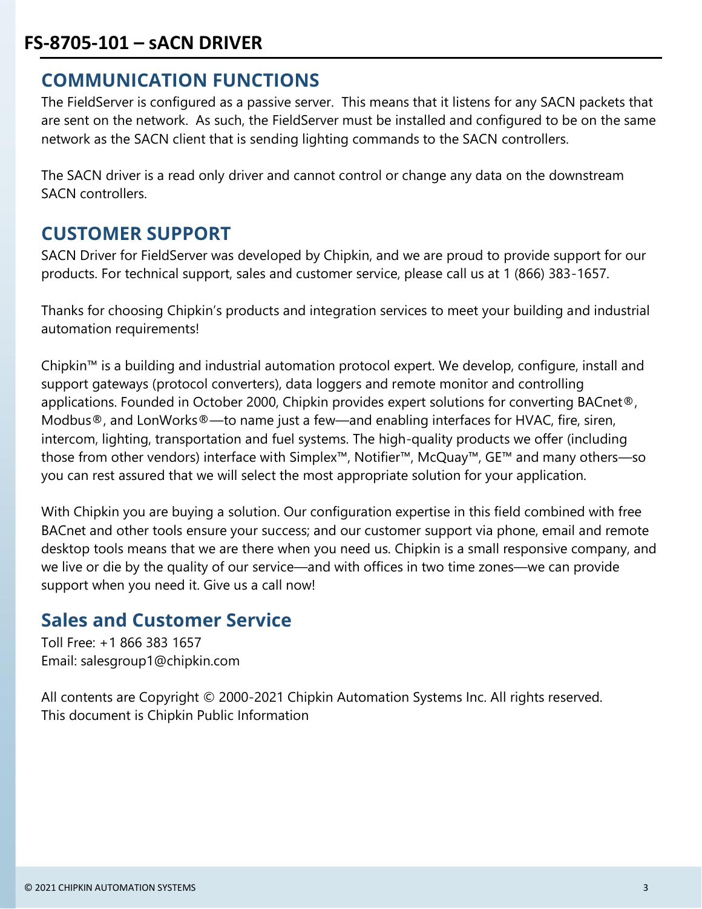## COMMUNICATION FUNCTIONS

The FieldServer is configured as a passive server. This means that it listens for any SACN packets that are sent on the network. As such, the FieldServer must be installed and configured to be on the same network as the SACN client that is sending lighting commands to the SACN controllers.

The SACN driver is a read only driver and cannot control or change any data on the downstream SACN controllers.

## CUSTOMER SUPPORT

SACN Driver for FieldServer was developed by Chipkin, and we are proud to provide support for our products. For technical support, sales and customer service, please call us at 1 (866) 383-1657.

Thanks for choosing Chipkin's products and integration services to meet your building and industrial automation requirements!

Chipkin™ is a building and industrial automation protocol expert. We develop, configure, install and support gateways (protocol converters), data loggers and remote monitor and controlling applications. Founded in October 2000, Chipkin provides expert solutions for converting BACnet®, Modbus®, and LonWorks®—to name just a few—and enabling interfaces for HVAC, fire, siren, intercom, lighting, transportation and fuel systems. The high-quality products we offer (including those from other vendors) interface with Simplex™, Notifier™, McQuay™, GE™ and many others—so you can rest assured that we will select the most appropriate solution for your application.

With Chipkin you are buying a solution. Our configuration expertise in this field combined with free BACnet and other tools ensure your success; and our customer support via phone, email and remote desktop tools means that we are there when you need us. Chipkin is a small responsive company, and we live or die by the quality of our service—and with offices in two time zones—we can provide support when you need it. Give us a call now!

## Sales and Customer Service

Toll Free: +1 866 383 1657
Email: salesgroup1@chipkin.com

All contents are Copyright © 2000-2021 Chipkin Automation Systems Inc. All rights reserved.
This document is Chipkin Public Information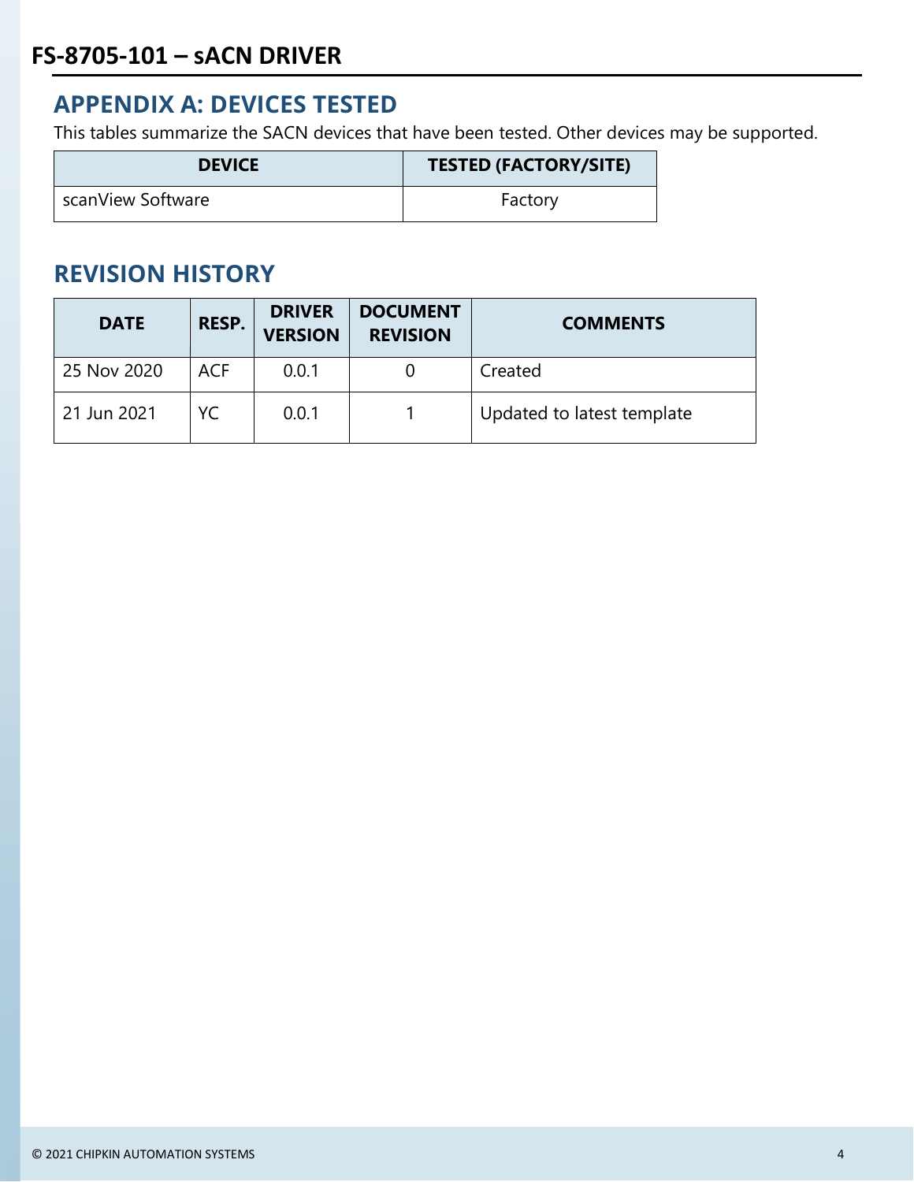## APPENDIX A: DEVICES TESTED

This tables summarize the SACN devices that have been tested. Other devices may be supported.

| DEVICE | TESTED (FACTORY/SITE) |
|---|---|
| scanView Software | Factory |

## REVISION HISTORY

| DATE | RESP. | DRIVER VERSION | DOCUMENT REVISION | COMMENTS |
|---|---|---|---|---|
| 25 Nov 2020 | ACF | 0.0.1 | 0 | Created |
| 21 Jun 2021 | YC | 0.0.1 | 1 | Updated to latest template |